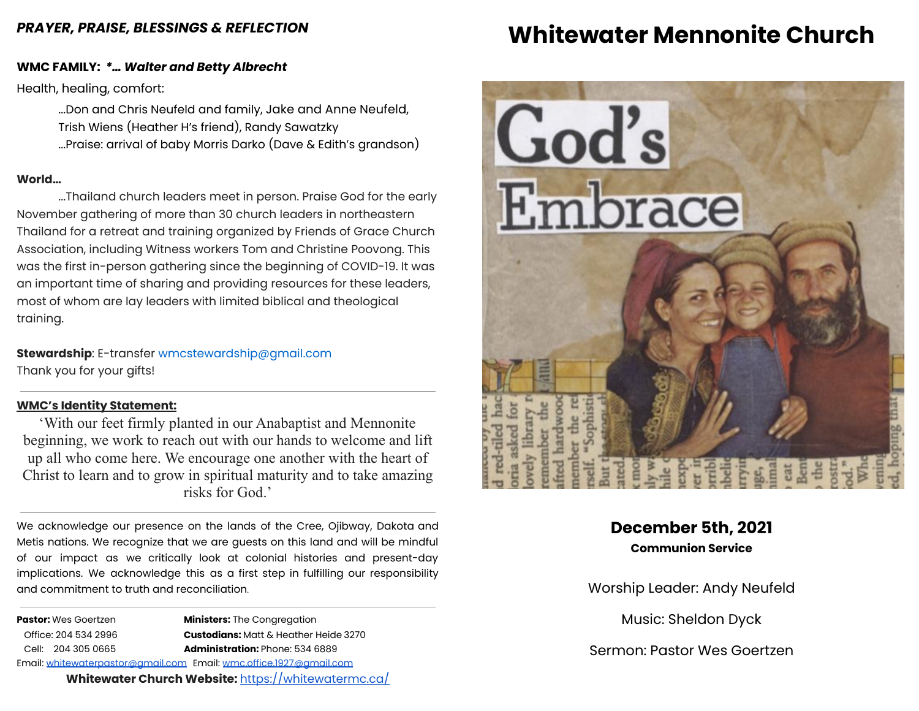*PRAYER, PRAISE, BLESSINGS & REFLECTION*

**WMC FAMILY:** ***... Walter and Betty Albrecht***

Health, healing, comfort:

...Don and Chris Neufeld and family, Jake and Anne Neufeld, Trish Wiens (Heather H's friend), Randy Sawatzky
...Praise: arrival of baby Morris Darko (Dave & Edith's grandson)

**World...**

...Thailand church leaders meet in person. Praise God for the early November gathering of more than 30 church leaders in northeastern Thailand for a retreat and training organized by Friends of Grace Church Association, including Witness workers Tom and Christine Poovong. This was the first in-person gathering since the beginning of COVID-19. It was an important time of sharing and providing resources for these leaders, most of whom are lay leaders with limited biblical and theological training.

**Stewardship**: E-transfer wmcstewardship@gmail.com
Thank you for your gifts!

---

**WMC's Identity Statement:**

'With our feet firmly planted in our Anabaptist and Mennonite beginning, we work to reach out with our hands to welcome and lift up all who come here. We encourage one another with the heart of Christ to learn and to grow in spiritual maturity and to take amazing risks for God.'

---

We acknowledge our presence on the lands of the Cree, Ojibway, Dakota and Metis nations. We recognize that we are guests on this land and will be mindful of our impact as we critically look at colonial histories and present-day implications. We acknowledge this as a first step in fulfilling our responsibility and commitment to truth and reconciliation.

---

**Pastor:** Wes Goertzen
Office: 204 534 2996
Cell: 204 305 0665
Email: whitewaterpastor@gmail.com

**Ministers:** The Congregation
**Custodians:** Matt & Heather Heide 3270
**Administration:** Phone: 534 6889
Email: wmc.office.1927@gmail.com

**Whitewater Church Website:** https://whitewatermc.ca/

# Whitewater Mennonite Church

God's Embrace

**December 5th, 2021**
**Communion Service**

Worship Leader: Andy Neufeld

Music: Sheldon Dyck

Sermon: Pastor Wes Goertzen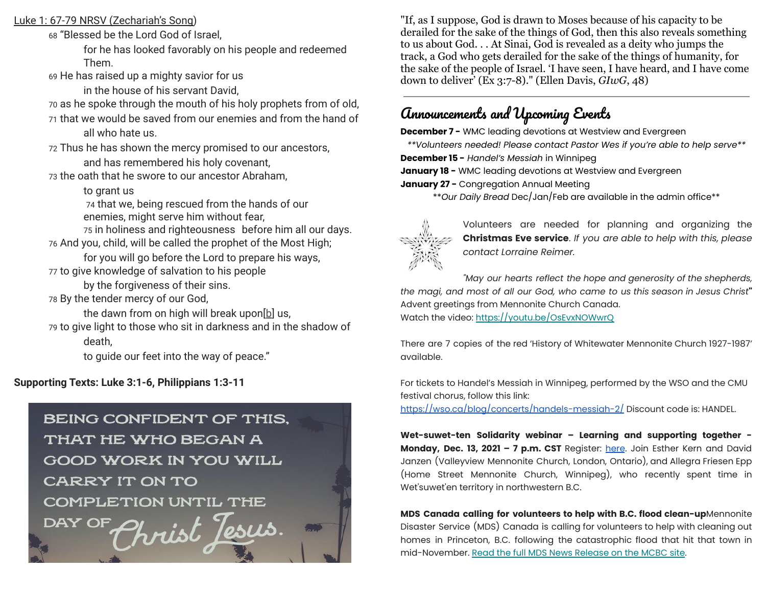Luke 1: 67-79 NRSV (Zechariah's Song)

68 "Blessed be the Lord God of Israel,
for he has looked favorably on his people and redeemed Them.
69 He has raised up a mighty savior for us
in the house of his servant David,
70 as he spoke through the mouth of his holy prophets from of old,
71 that we would be saved from our enemies and from the hand of all who hate us.
72 Thus he has shown the mercy promised to our ancestors,
and has remembered his holy covenant,
73 the oath that he swore to our ancestor Abraham,
to grant us
74 that we, being rescued from the hands of our enemies, might serve him without fear,
75 in holiness and righteousness before him all our days.
76 And you, child, will be called the prophet of the Most High;
for you will go before the Lord to prepare his ways,
77 to give knowledge of salvation to his people
by the forgiveness of their sins.
78 By the tender mercy of our God,
the dawn from on high will break upon[b] us,
79 to give light to those who sit in darkness and in the shadow of death,
to guide our feet into the way of peace."

**Supporting Texts: Luke 3:1-6, Philippians 1:3-11**

BEING CONFIDENT OF THIS, THAT HE WHO BEGAN A GOOD WORK IN YOU WILL CARRY IT ON TO COMPLETION UNTIL THE DAY OF Christ Jesus.

"If, as I suppose, God is drawn to Moses because of his capacity to be derailed for the sake of the things of God, then this also reveals something to us about God. . . At Sinai, God is revealed as a deity who jumps the track, a God who gets derailed for the sake of the things of humanity, for the sake of the people of Israel. 'I have seen, I have heard, and I have come down to deliver' (Ex 3:7-8)." (Ellen Davis, *GIwG*, 48)

---

## Announcements and Upcoming Events

**December 7 -** WMC leading devotions at Westview and Evergreen
*\*\*Volunteers needed! Please contact Pastor Wes if you're able to help serve\*\**
**December 15 -** *Handel's Messiah* in Winnipeg
**January 18 -** WMC leading devotions at Westview and Evergreen
**January 27 -** Congregation Annual Meeting
\*\**Our Daily Bread* Dec/Jan/Feb are available in the admin office\*\*

Volunteers are needed for planning and organizing the **Christmas Eve service**. *If you are able to help with this, please contact Lorraine Reimer.*

*"May our hearts reflect the hope and generosity of the shepherds, the magi, and most of all our God, who came to us this season in Jesus Christ*" Advent greetings from Mennonite Church Canada.
Watch the video: https://youtu.be/OsEvxNOWwrQ

There are 7 copies of the red 'History of Whitewater Mennonite Church 1927-1987' available.

For tickets to Handel's Messiah in Winnipeg, performed by the WSO and the CMU festival chorus, follow this link:
https://wso.ca/blog/concerts/handels-messiah-2/ Discount code is: HANDEL.

**Wet-suwet-ten Solidarity webinar – Learning and supporting together - Monday, Dec. 13, 2021 – 7 p.m. CST** Register: here. Join Esther Kern and David Janzen (Valleyview Mennonite Church, London, Ontario), and Allegra Friesen Epp (Home Street Mennonite Church, Winnipeg), who recently spent time in Wet'suwet'en territory in northwestern B.C.

**MDS Canada calling for volunteers to help with B.C. flood clean-up**Mennonite Disaster Service (MDS) Canada is calling for volunteers to help with cleaning out homes in Princeton, B.C. following the catastrophic flood that hit that town in mid-November. Read the full MDS News Release on the MCBC site.